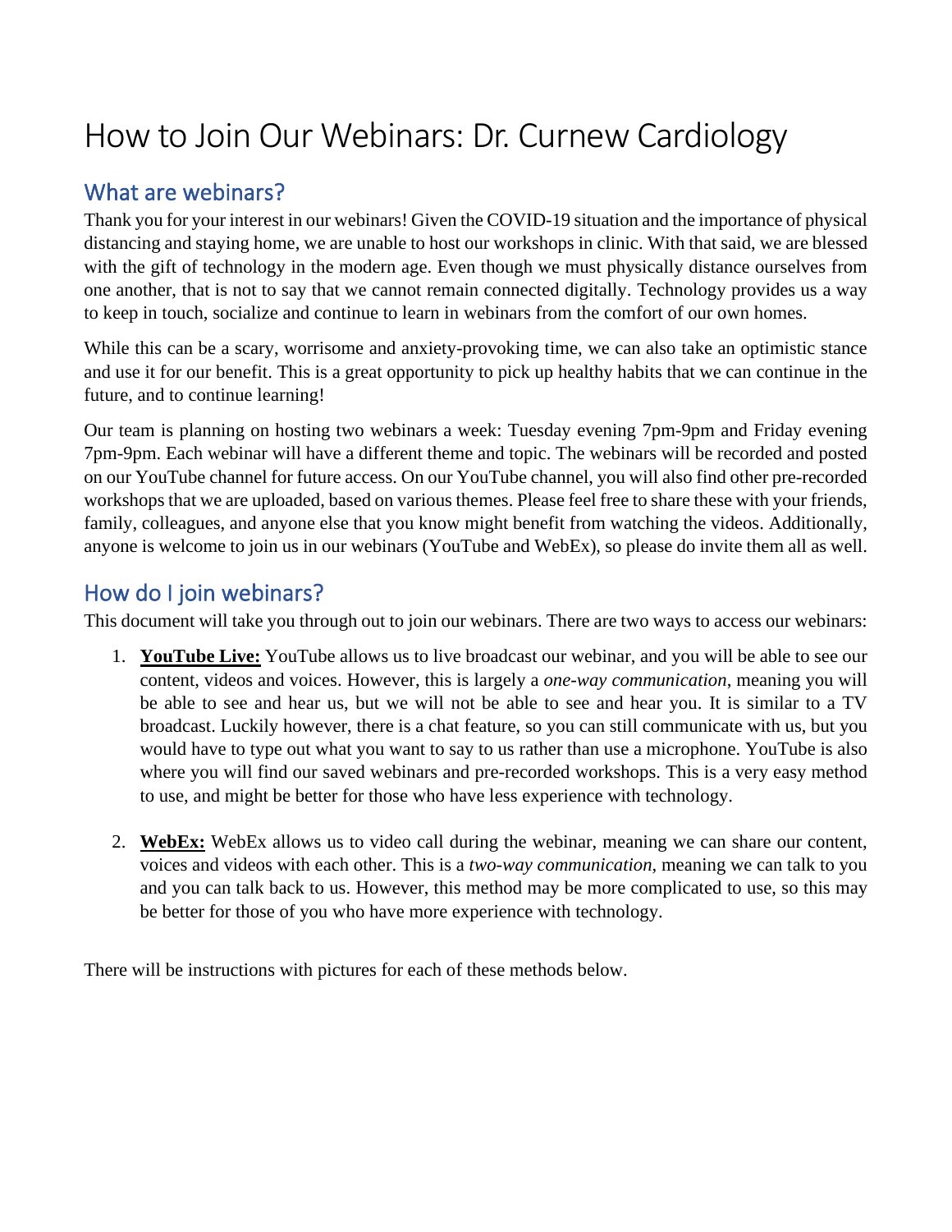# How to Join Our Webinars: Dr. Curnew Cardiology

## What are webinars?

Thank you for your interest in our webinars! Given the COVID-19 situation and the importance of physical distancing and staying home, we are unable to host our workshops in clinic. With that said, we are blessed with the gift of technology in the modern age. Even though we must physically distance ourselves from one another, that is not to say that we cannot remain connected digitally. Technology provides us a way to keep in touch, socialize and continue to learn in webinars from the comfort of our own homes.

While this can be a scary, worrisome and anxiety-provoking time, we can also take an optimistic stance and use it for our benefit. This is a great opportunity to pick up healthy habits that we can continue in the future, and to continue learning!

Our team is planning on hosting two webinars a week: Tuesday evening 7pm-9pm and Friday evening 7pm-9pm. Each webinar will have a different theme and topic. The webinars will be recorded and posted on our YouTube channel for future access. On our YouTube channel, you will also find other pre-recorded workshops that we are uploaded, based on various themes. Please feel free to share these with your friends, family, colleagues, and anyone else that you know might benefit from watching the videos. Additionally, anyone is welcome to join us in our webinars (YouTube and WebEx), so please do invite them all as well.

## How do I join webinars?

This document will take you through out to join our webinars. There are two ways to access our webinars:

1. **YouTube Live:** YouTube allows us to live broadcast our webinar, and you will be able to see our content, videos and voices. However, this is largely a *one-way communication*, meaning you will be able to see and hear us, but we will not be able to see and hear you. It is similar to a TV broadcast. Luckily however, there is a chat feature, so you can still communicate with us, but you would have to type out what you want to say to us rather than use a microphone. YouTube is also where you will find our saved webinars and pre-recorded workshops. This is a very easy method to use, and might be better for those who have less experience with technology.

2. **WebEx:** WebEx allows us to video call during the webinar, meaning we can share our content, voices and videos with each other. This is a *two-way communication*, meaning we can talk to you and you can talk back to us. However, this method may be more complicated to use, so this may be better for those of you who have more experience with technology.

There will be instructions with pictures for each of these methods below.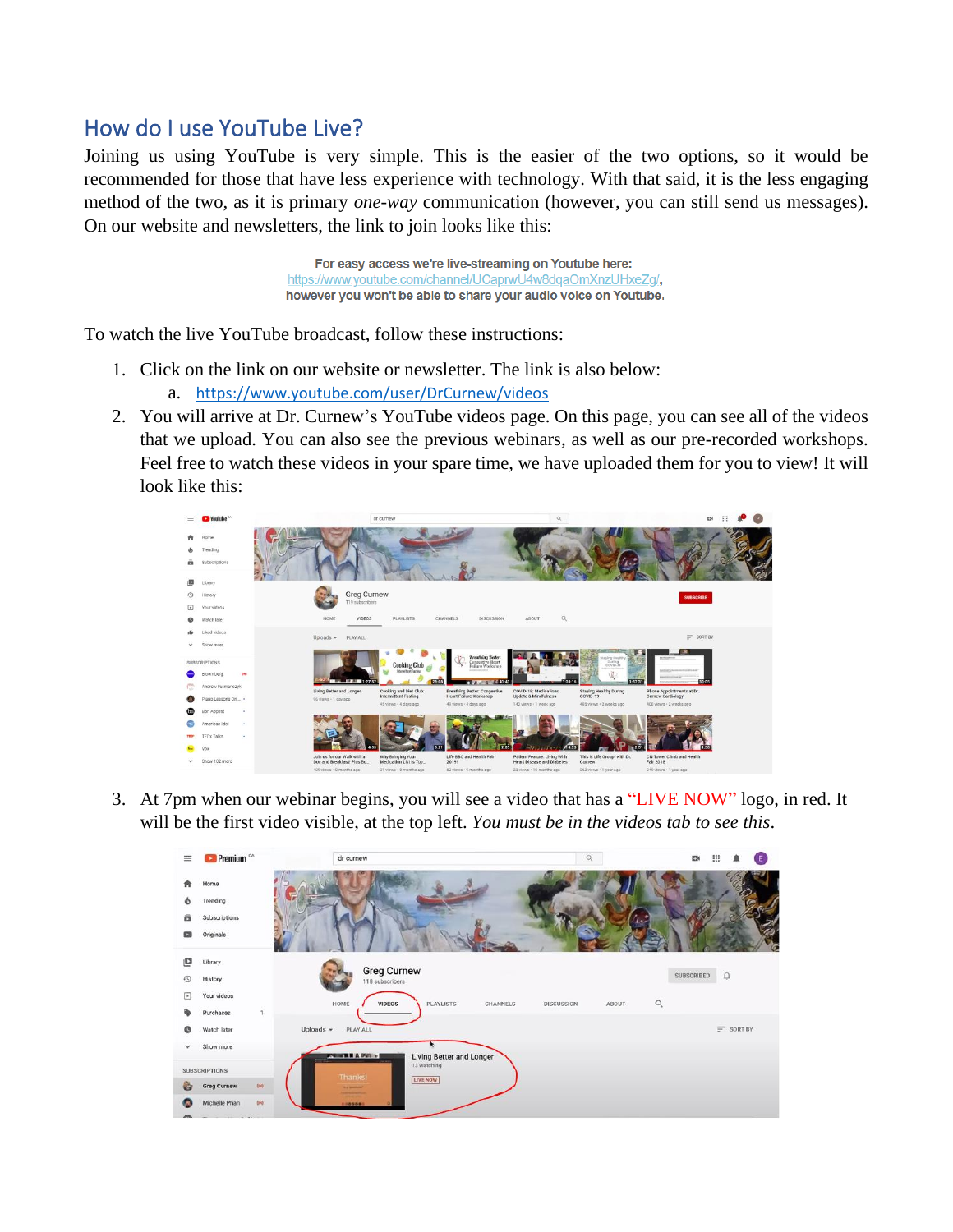## How do I use YouTube Live?

Joining us using YouTube is very simple. This is the easier of the two options, so it would be recommended for those that have less experience with technology. With that said, it is the less engaging method of the two, as it is primary *one-way* communication (however, you can still send us messages). On our website and newsletters, the link to join looks like this:

For easy access we're live-streaming on Youtube here:
https://www.youtube.com/channel/UCaprwU4w8dqaOmXnzUHxeZg/,
however you won't be able to share your audio voice on Youtube.

To watch the live YouTube broadcast, follow these instructions:

1. Click on the link on our website or newsletter. The link is also below:
   a. https://www.youtube.com/user/DrCurnew/videos
2. You will arrive at Dr. Curnew's YouTube videos page. On this page, you can see all of the videos that we upload. You can also see the previous webinars, as well as our pre-recorded workshops. Feel free to watch these videos in your spare time, we have uploaded them for you to view! It will look like this:
3. At 7pm when our webinar begins, you will see a video that has a "LIVE NOW" logo, in red. It will be the first video visible, at the top left. *You must be in the videos tab to see this.*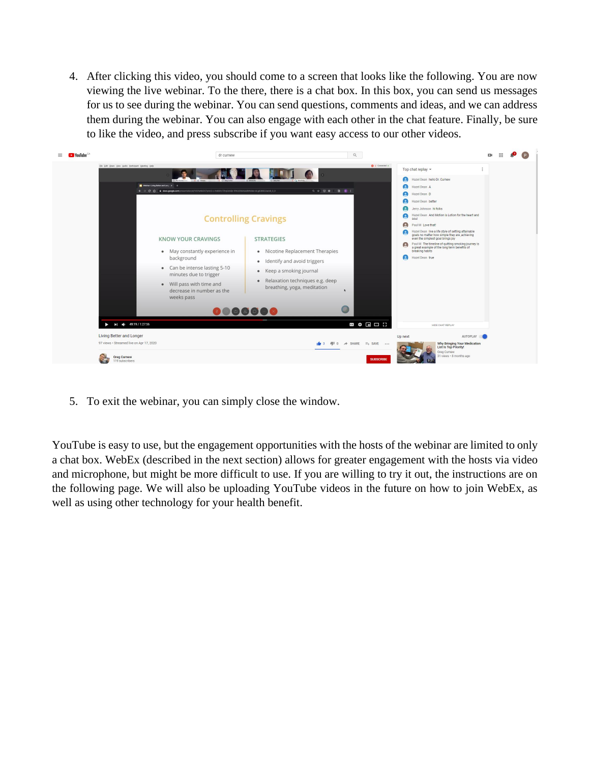4. After clicking this video, you should come to a screen that looks like the following. You are now viewing the live webinar. To the there, there is a chat box. In this box, you can send us messages for us to see during the webinar. You can send questions, comments and ideas, and we can address them during the webinar. You can also engage with each other in the chat feature. Finally, be sure to like the video, and press subscribe if you want easy access to our other videos.

5. To exit the webinar, you can simply close the window.

YouTube is easy to use, but the engagement opportunities with the hosts of the webinar are limited to only a chat box. WebEx (described in the next section) allows for greater engagement with the hosts via video and microphone, but might be more difficult to use. If you are willing to try it out, the instructions are on the following page. We will also be uploading YouTube videos in the future on how to join WebEx, as well as using other technology for your health benefit.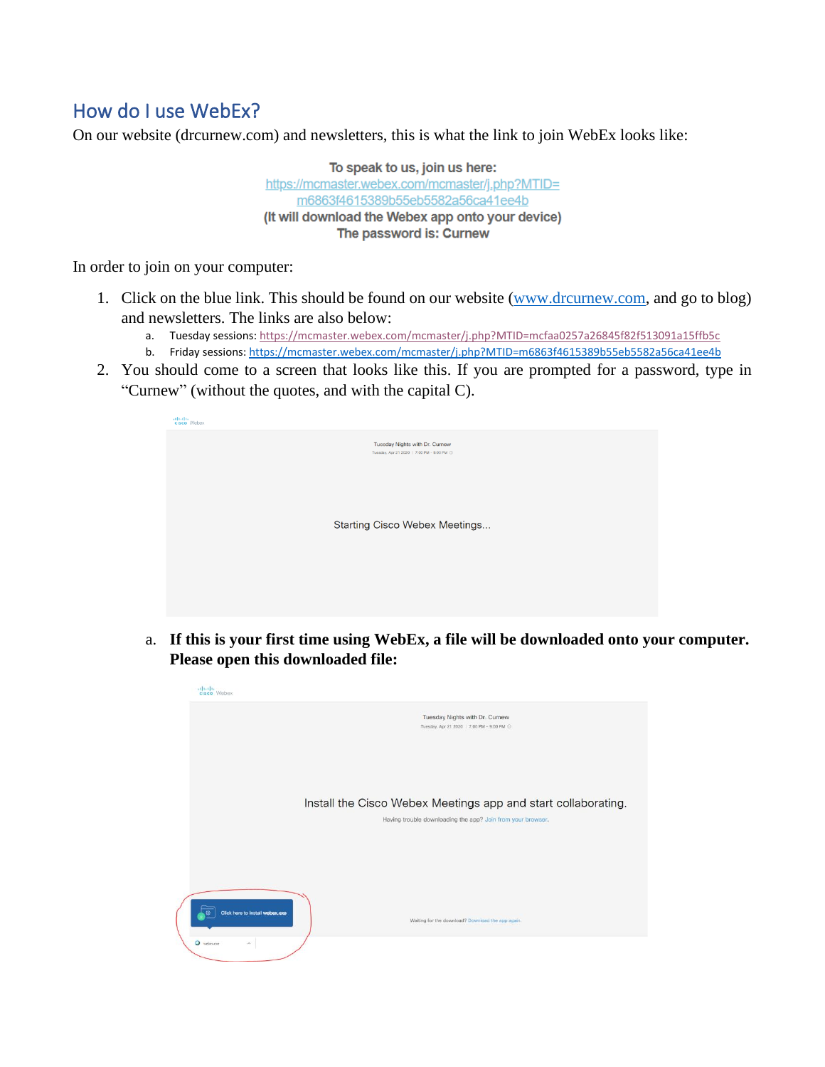## How do I use WebEx?

On our website (drcurnew.com) and newsletters, this is what the link to join WebEx looks like:

**To speak to us, join us here:**
https://mcmaster.webex.com/mcmaster/j.php?MTID=m6863f4615389b55eb5582a56ca41ee4b
**(It will download the Webex app onto your device)**
**The password is: Curnew**

In order to join on your computer:

1. Click on the blue link. This should be found on our website (www.drcurnew.com, and go to blog) and newsletters. The links are also below:
   a. Tuesday sessions: https://mcmaster.webex.com/mcmaster/j.php?MTID=mcfaa0257a26845f82f513091a15ffb5c
   b. Friday sessions: https://mcmaster.webex.com/mcmaster/j.php?MTID=m6863f4615389b55eb5582a56ca41ee4b
2. You should come to a screen that looks like this. If you are prompted for a password, type in "Curnew" (without the quotes, and with the capital C).

   Tuesday Nights with Dr. Curnew
   Tuesday, Apr 21 2020 | 7:00 PM - 9:00 PM

   Starting Cisco Webex Meetings...

   a. **If this is your first time using WebEx, a file will be downloaded onto your computer. Please open this downloaded file:**

   Tuesday Nights with Dr. Curnew
   Tuesday, Apr 21 2020 | 7:00 PM - 9:00 PM

   Install the Cisco Webex Meetings app and start collaborating.
   Having trouble downloading the app? Join from your browser.

   Click here to install webex.exe

   Waiting for the download? Download the app again.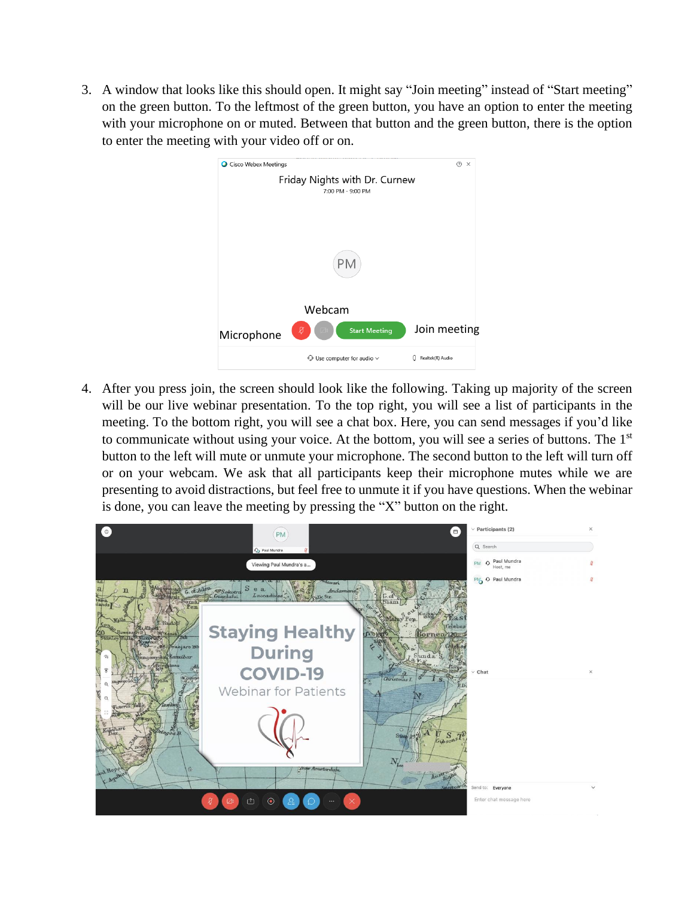3. A window that looks like this should open. It might say "Join meeting" instead of "Start meeting" on the green button. To the leftmost of the green button, you have an option to enter the meeting with your microphone on or muted. Between that button and the green button, there is the option to enter the meeting with your video off or on.

4. After you press join, the screen should look like the following. Taking up majority of the screen will be our live webinar presentation. To the top right, you will see a list of participants in the meeting. To the bottom right, you will see a chat box. Here, you can send messages if you'd like to communicate without using your voice. At the bottom, you will see a series of buttons. The 1st button to the left will mute or unmute your microphone. The second button to the left will turn off or on your webcam. We ask that all participants keep their microphone mutes while we are presenting to avoid distractions, but feel free to unmute it if you have questions. When the webinar is done, you can leave the meeting by pressing the "X" button on the right.